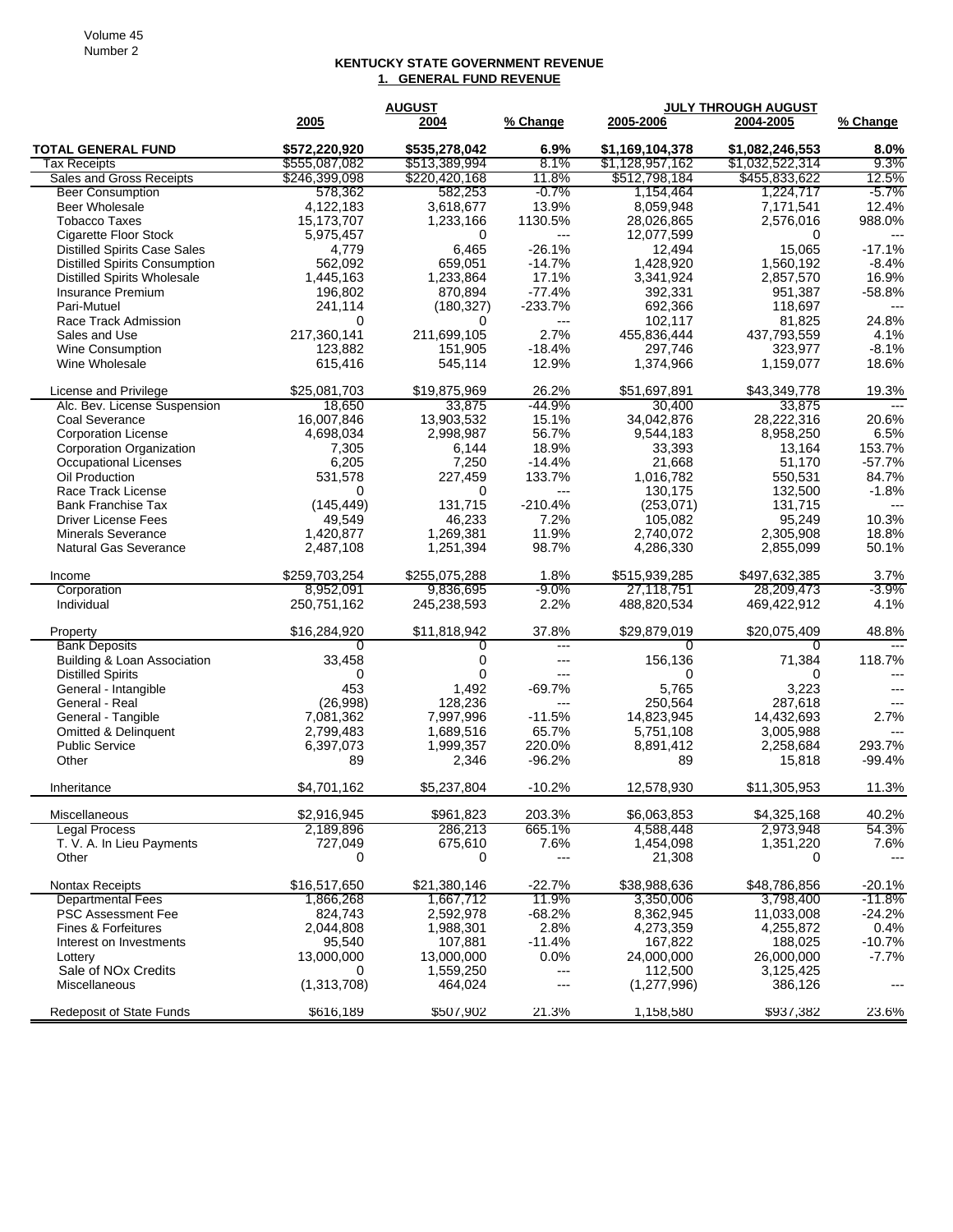## KENTUCKY STATE GOVERNMENT REVENUE

### 1. GENERAL FUND REVENUE

| | AUGUST | | | JULY THROUGH AUGUST | | |
|---|---|---|---|---|---|---|
| | 2005 | 2004 | % Change | 2005-2006 | 2004-2005 | % Change |
| **TOTAL GENERAL FUND** | **$572,220,920** | **$535,278,042** | **6.9%** | **$1,169,104,378** | **$1,082,246,553** | **8.0%** |
| Tax Receipts | $555,087,082 | $513,389,994 | 8.1% | $1,128,957,162 | $1,032,522,314 | 9.3% |
| Sales and Gross Receipts | $246,399,098 | $220,420,168 | 11.8% | $512,798,184 | $455,833,622 | 12.5% |
| Beer Consumption | 578,362 | 582,253 | -0.7% | 1,154,464 | 1,224,717 | -5.7% |
| Beer Wholesale | 4,122,183 | 3,618,677 | 13.9% | 8,059,948 | 7,171,541 | 12.4% |
| Tobacco Taxes | 15,173,707 | 1,233,166 | 1130.5% | 28,026,865 | 2,576,016 | 988.0% |
| Cigarette Floor Stock | 5,975,457 | 0 | --- | 12,077,599 | 0 | --- |
| Distilled Spirits Case Sales | 4,779 | 6,465 | -26.1% | 12,494 | 15,065 | -17.1% |
| Distilled Spirits Consumption | 562,092 | 659,051 | -14.7% | 1,428,920 | 1,560,192 | -8.4% |
| Distilled Spirits Wholesale | 1,445,163 | 1,233,864 | 17.1% | 3,341,924 | 2,857,570 | 16.9% |
| Insurance Premium | 196,802 | 870,894 | -77.4% | 392,331 | 951,387 | -58.8% |
| Pari-Mutuel | 241,114 | (180,327) | -233.7% | 692,366 | 118,697 | --- |
| Race Track Admission | 0 | 0 | --- | 102,117 | 81,825 | 24.8% |
| Sales and Use | 217,360,141 | 211,699,105 | 2.7% | 455,836,444 | 437,793,559 | 4.1% |
| Wine Consumption | 123,882 | 151,905 | -18.4% | 297,746 | 323,977 | -8.1% |
| Wine Wholesale | 615,416 | 545,114 | 12.9% | 1,374,966 | 1,159,077 | 18.6% |
| License and Privilege | $25,081,703 | $19,875,969 | 26.2% | $51,697,891 | $43,349,778 | 19.3% |
| Alc. Bev. License Suspension | 18,650 | 33,875 | -44.9% | 30,400 | 33,875 | --- |
| Coal Severance | 16,007,846 | 13,903,532 | 15.1% | 34,042,876 | 28,222,316 | 20.6% |
| Corporation License | 4,698,034 | 2,998,987 | 56.7% | 9,544,183 | 8,958,250 | 6.5% |
| Corporation Organization | 7,305 | 6,144 | 18.9% | 33,393 | 13,164 | 153.7% |
| Occupational Licenses | 6,205 | 7,250 | -14.4% | 21,668 | 51,170 | -57.7% |
| Oil Production | 531,578 | 227,459 | 133.7% | 1,016,782 | 550,531 | 84.7% |
| Race Track License | 0 | 0 | --- | 130,175 | 132,500 | -1.8% |
| Bank Franchise Tax | (145,449) | 131,715 | -210.4% | (253,071) | 131,715 | --- |
| Driver License Fees | 49,549 | 46,233 | 7.2% | 105,082 | 95,249 | 10.3% |
| Minerals Severance | 1,420,877 | 1,269,381 | 11.9% | 2,740,072 | 2,305,908 | 18.8% |
| Natural Gas Severance | 2,487,108 | 1,251,394 | 98.7% | 4,286,330 | 2,855,099 | 50.1% |
| Income | $259,703,254 | $255,075,288 | 1.8% | $515,939,285 | $497,632,385 | 3.7% |
| Corporation | 8,952,091 | 9,836,695 | -9.0% | 27,118,751 | 28,209,473 | -3.9% |
| Individual | 250,751,162 | 245,238,593 | 2.2% | 488,820,534 | 469,422,912 | 4.1% |
| Property | $16,284,920 | $11,818,942 | 37.8% | $29,879,019 | $20,075,409 | 48.8% |
| Bank Deposits | 0 | 0 | --- | 0 | 0 | --- |
| Building & Loan Association | 33,458 | 0 | --- | 156,136 | 71,384 | 118.7% |
| Distilled Spirits | 0 | 0 | --- | 0 | 0 | --- |
| General - Intangible | 453 | 1,492 | -69.7% | 5,765 | 3,223 | --- |
| General - Real | (26,998) | 128,236 | --- | 250,564 | 287,618 | --- |
| General - Tangible | 7,081,362 | 7,997,996 | -11.5% | 14,823,945 | 14,432,693 | 2.7% |
| Omitted & Delinquent | 2,799,483 | 1,689,516 | 65.7% | 5,751,108 | 3,005,988 | --- |
| Public Service | 6,397,073 | 1,999,357 | 220.0% | 8,891,412 | 2,258,684 | 293.7% |
| Other | 89 | 2,346 | -96.2% | 89 | 15,818 | -99.4% |
| Inheritance | $4,701,162 | $5,237,804 | -10.2% | 12,578,930 | $11,305,953 | 11.3% |
| Miscellaneous | $2,916,945 | $961,823 | 203.3% | $6,063,853 | $4,325,168 | 40.2% |
| Legal Process | 2,189,896 | 286,213 | 665.1% | 4,588,448 | 2,973,948 | 54.3% |
| T. V. A. In Lieu Payments | 727,049 | 675,610 | 7.6% | 1,454,098 | 1,351,220 | 7.6% |
| Other | 0 | 0 | --- | 21,308 | 0 | --- |
| Nontax Receipts | $16,517,650 | $21,380,146 | -22.7% | $38,988,636 | $48,786,856 | -20.1% |
| Departmental Fees | 1,866,268 | 1,667,712 | 11.9% | 3,350,006 | 3,798,400 | -11.8% |
| PSC Assessment Fee | 824,743 | 2,592,978 | -68.2% | 8,362,945 | 11,033,008 | -24.2% |
| Fines & Forfeitures | 2,044,808 | 1,988,301 | 2.8% | 4,273,359 | 4,255,872 | 0.4% |
| Interest on Investments | 95,540 | 107,881 | -11.4% | 167,822 | 188,025 | -10.7% |
| Lottery | 13,000,000 | 13,000,000 | 0.0% | 24,000,000 | 26,000,000 | -7.7% |
| Sale of NOx Credits | 0 | 1,559,250 | --- | 112,500 | 3,125,425 | |
| Miscellaneous | (1,313,708) | 464,024 | --- | (1,277,996) | 386,126 | --- |
| Redeposit of State Funds | $616,189 | $507,902 | 21.3% | 1,158,580 | $937,382 | 23.6% |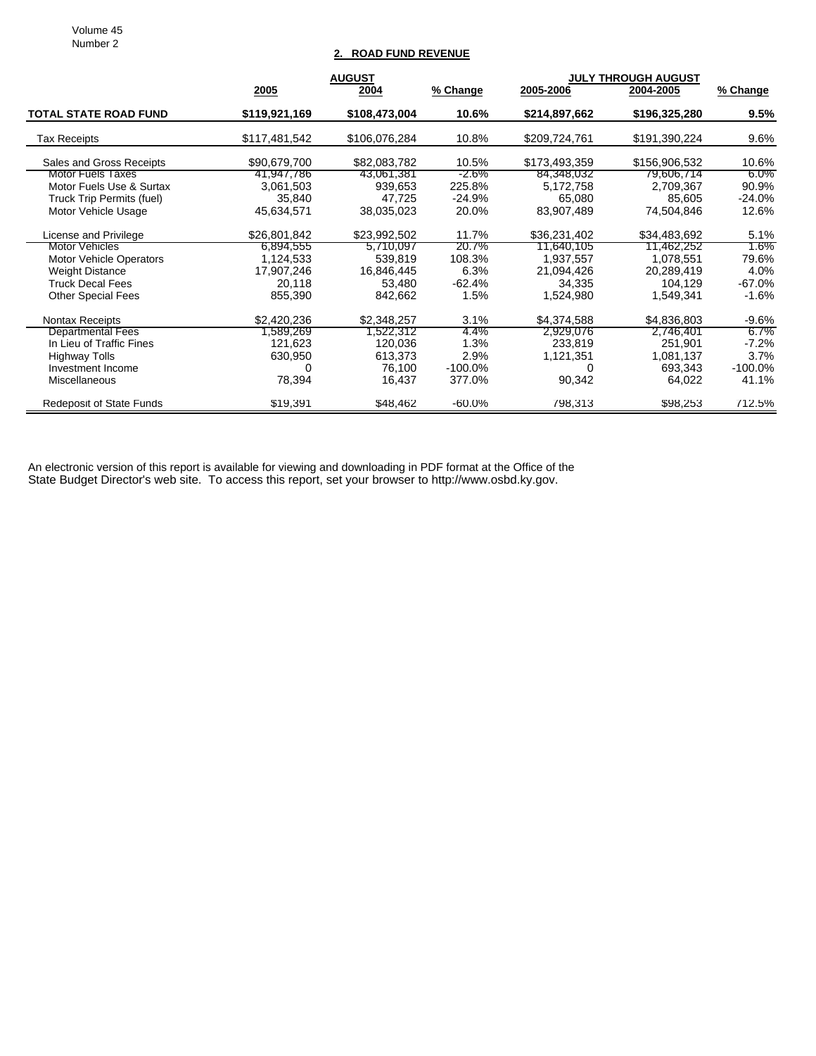## 2. ROAD FUND REVENUE

| | AUGUST | | | JULY THROUGH AUGUST | | |
|---|---|---|---|---|---|---|
| | 2005 | 2004 | % Change | 2005-2006 | 2004-2005 | % Change |
| **TOTAL STATE ROAD FUND** | **$119,921,169** | **$108,473,004** | **10.6%** | **$214,897,662** | **$196,325,280** | **9.5%** |
| Tax Receipts | $117,481,542 | $106,076,284 | 10.8% | $209,724,761 | $191,390,224 | 9.6% |
| Sales and Gross Receipts | $90,679,700 | $82,083,782 | 10.5% | $173,493,359 | $156,906,532 | 10.6% |
| Motor Fuels Taxes | 41,947,786 | 43,061,381 | -2.6% | 84,348,032 | 79,606,714 | 6.0% |
| Motor Fuels Use & Surtax | 3,061,503 | 939,653 | 225.8% | 5,172,758 | 2,709,367 | 90.9% |
| Truck Trip Permits (fuel) | 35,840 | 47,725 | -24.9% | 65,080 | 85,605 | -24.0% |
| Motor Vehicle Usage | 45,634,571 | 38,035,023 | 20.0% | 83,907,489 | 74,504,846 | 12.6% |
| License and Privilege | $26,801,842 | $23,992,502 | 11.7% | $36,231,402 | $34,483,692 | 5.1% |
| Motor Vehicles | 6,894,555 | 5,710,097 | 20.7% | 11,640,105 | 11,462,252 | 1.6% |
| Motor Vehicle Operators | 1,124,533 | 539,819 | 108.3% | 1,937,557 | 1,078,551 | 79.6% |
| Weight Distance | 17,907,246 | 16,846,445 | 6.3% | 21,094,426 | 20,289,419 | 4.0% |
| Truck Decal Fees | 20,118 | 53,480 | -62.4% | 34,335 | 104,129 | -67.0% |
| Other Special Fees | 855,390 | 842,662 | 1.5% | 1,524,980 | 1,549,341 | -1.6% |
| Nontax Receipts | $2,420,236 | $2,348,257 | 3.1% | $4,374,588 | $4,836,803 | -9.6% |
| Departmental Fees | 1,589,269 | 1,522,312 | 4.4% | 2,929,076 | 2,746,401 | 6.7% |
| In Lieu of Traffic Fines | 121,623 | 120,036 | 1.3% | 233,819 | 251,901 | -7.2% |
| Highway Tolls | 630,950 | 613,373 | 2.9% | 1,121,351 | 1,081,137 | 3.7% |
| Investment Income | 0 | 76,100 | -100.0% | 0 | 693,343 | -100.0% |
| Miscellaneous | 78,394 | 16,437 | 377.0% | 90,342 | 64,022 | 41.1% |
| Redeposit of State Funds | $19,391 | $48,462 | -60.0% | 798,313 | $98,253 | 712.5% |

An electronic version of this report is available for viewing and downloading in PDF format at the Office of the State Budget Director's web site. To access this report, set your browser to http://www.osbd.ky.gov.